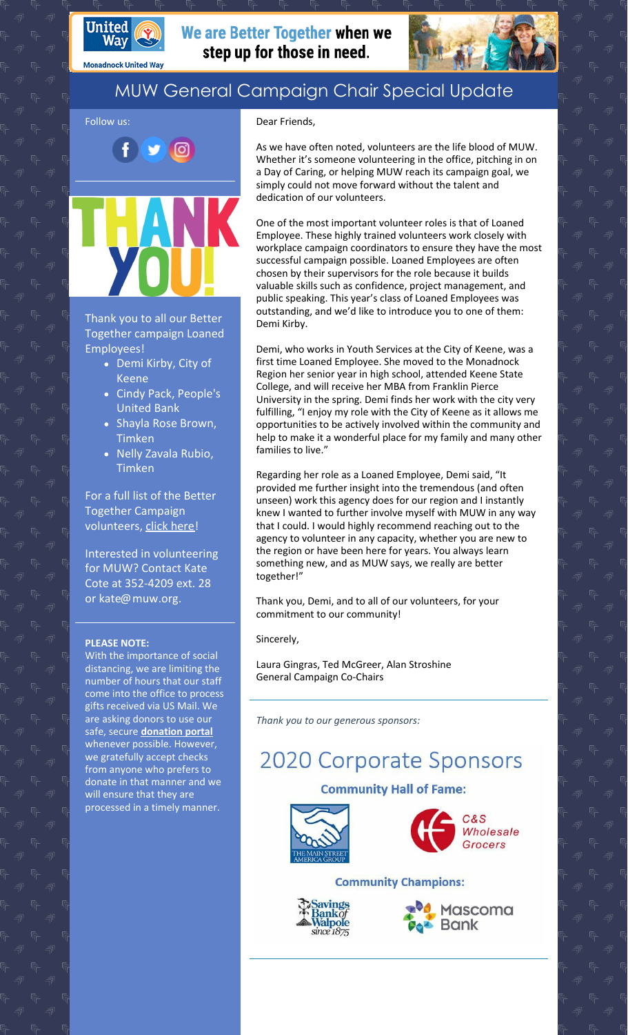Monadnock United Way

**We are Better Together when we step up for those in need.**

# MUW General Campaign Chair Special Update

Follow us:

THANK YOU!

Thank you to all our Better Together campaign Loaned Employees!

- Demi Kirby, City of Keene
- Cindy Pack, People's United Bank
- Shayla Rose Brown, Timken
- Nelly Zavala Rubio, Timken

For a full list of the Better Together Campaign volunteers, click here!

Interested in volunteering for MUW? Contact Kate Cote at 352-4209 ext. 28 or kate@muw.org.

**PLEASE NOTE:**
With the importance of social distancing, we are limiting the number of hours that our staff come into the office to process gifts received via US Mail. We are asking donors to use our safe, secure **donation portal** whenever possible. However, we gratefully accept checks from anyone who prefers to donate in that manner and we will ensure that they are processed in a timely manner.

Dear Friends,

As we have often noted, volunteers are the life blood of MUW. Whether it's someone volunteering in the office, pitching in on a Day of Caring, or helping MUW reach its campaign goal, we simply could not move forward without the talent and dedication of our volunteers.

One of the most important volunteer roles is that of Loaned Employee. These highly trained volunteers work closely with workplace campaign coordinators to ensure they have the most successful campaign possible. Loaned Employees are often chosen by their supervisors for the role because it builds valuable skills such as confidence, project management, and public speaking. This year's class of Loaned Employees was outstanding, and we'd like to introduce you to one of them: Demi Kirby.

Demi, who works in Youth Services at the City of Keene, was a first time Loaned Employee. She moved to the Monadnock Region her senior year in high school, attended Keene State College, and will receive her MBA from Franklin Pierce University in the spring. Demi finds her work with the city very fulfilling, "I enjoy my role with the City of Keene as it allows me opportunities to be actively involved within the community and help to make it a wonderful place for my family and many other families to live."

Regarding her role as a Loaned Employee, Demi said, "It provided me further insight into the tremendous (and often unseen) work this agency does for our region and I instantly knew I wanted to further involve myself with MUW in any way that I could. I would highly recommend reaching out to the agency to volunteer in any capacity, whether you are new to the region or have been here for years. You always learn something new, and as MUW says, we really are better together!"

Thank you, Demi, and to all of our volunteers, for your commitment to our community!

Sincerely,

Laura Gingras, Ted McGreer, Alan Stroshine
General Campaign Co-Chairs

*Thank you to our generous sponsors:*

## 2020 Corporate Sponsors

### Community Hall of Fame:

The Main Street America Group

C&S Wholesale Grocers

### Community Champions:

Savings Bank of Walpole since 1875

Mascoma Bank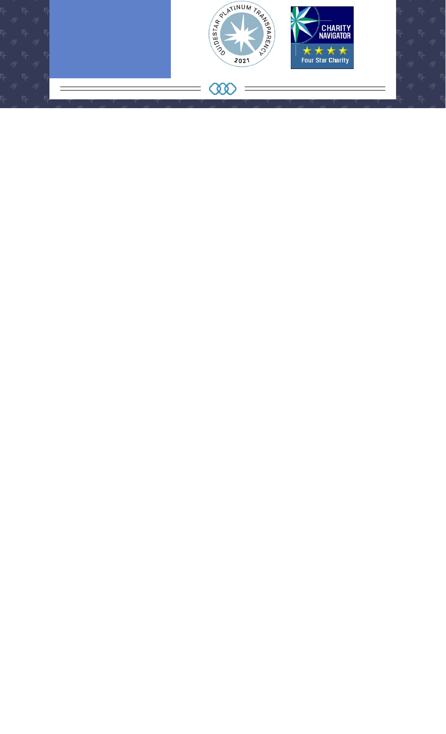GUIDESTAR PLATINUM TRANSPARENCY 2021

CHARITY NAVIGATOR

Four Star Charity